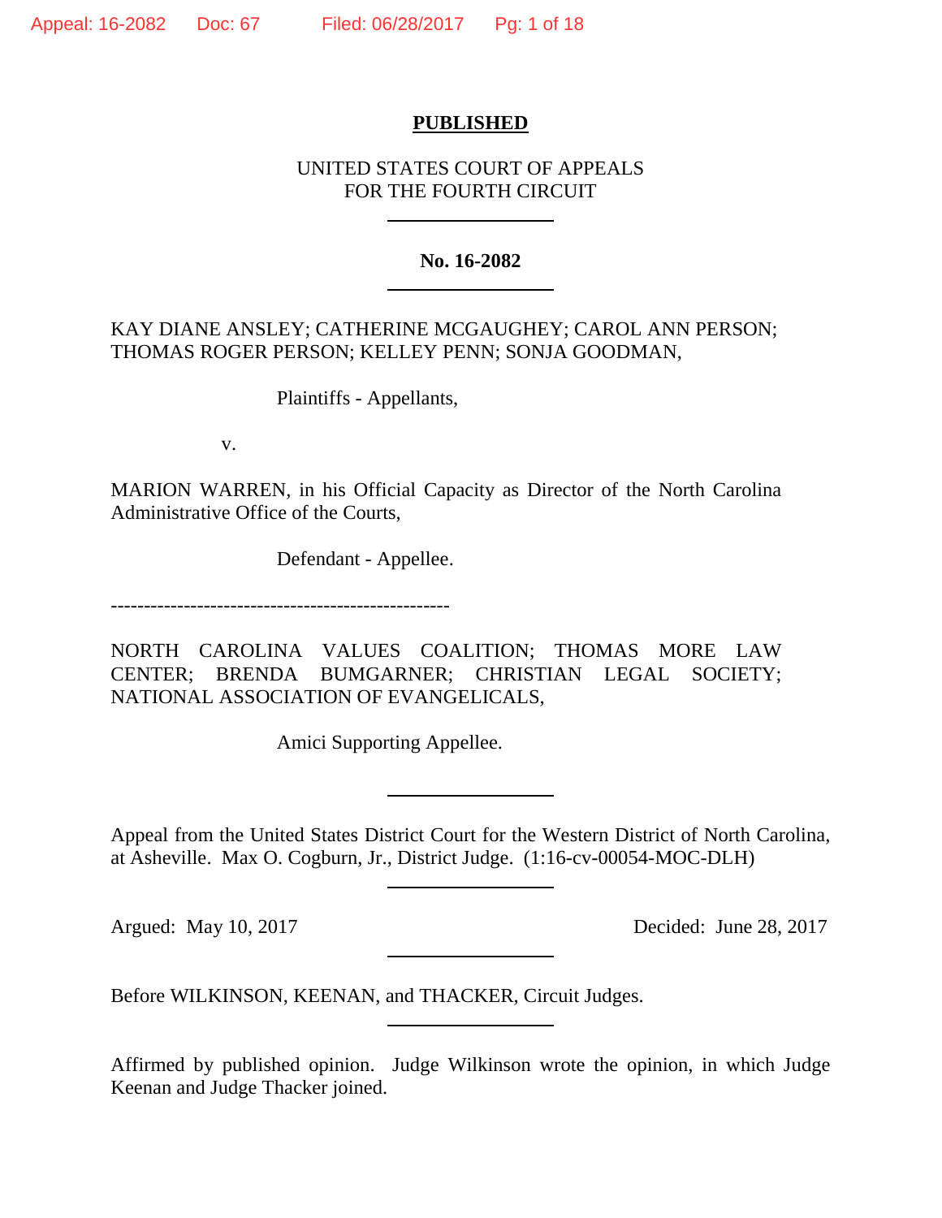**PUBLISHED**

UNITED STATES COURT OF APPEALS
FOR THE FOURTH CIRCUIT

---

**No. 16-2082**

---

KAY DIANE ANSLEY; CATHERINE MCGAUGHEY; CAROL ANN PERSON; THOMAS ROGER PERSON; KELLEY PENN; SONJA GOODMAN,

Plaintiffs - Appellants,

v.

MARION WARREN, in his Official Capacity as Director of the North Carolina Administrative Office of the Courts,

Defendant - Appellee.

---

NORTH CAROLINA VALUES COALITION; THOMAS MORE LAW CENTER; BRENDA BUMGARNER; CHRISTIAN LEGAL SOCIETY; NATIONAL ASSOCIATION OF EVANGELICALS,

Amici Supporting Appellee.

---

Appeal from the United States District Court for the Western District of North Carolina, at Asheville. Max O. Cogburn, Jr., District Judge. (1:16-cv-00054-MOC-DLH)

---

Argued: May 10, 2017 Decided: June 28, 2017

---

Before WILKINSON, KEENAN, and THACKER, Circuit Judges.

---

Affirmed by published opinion. Judge Wilkinson wrote the opinion, in which Judge Keenan and Judge Thacker joined.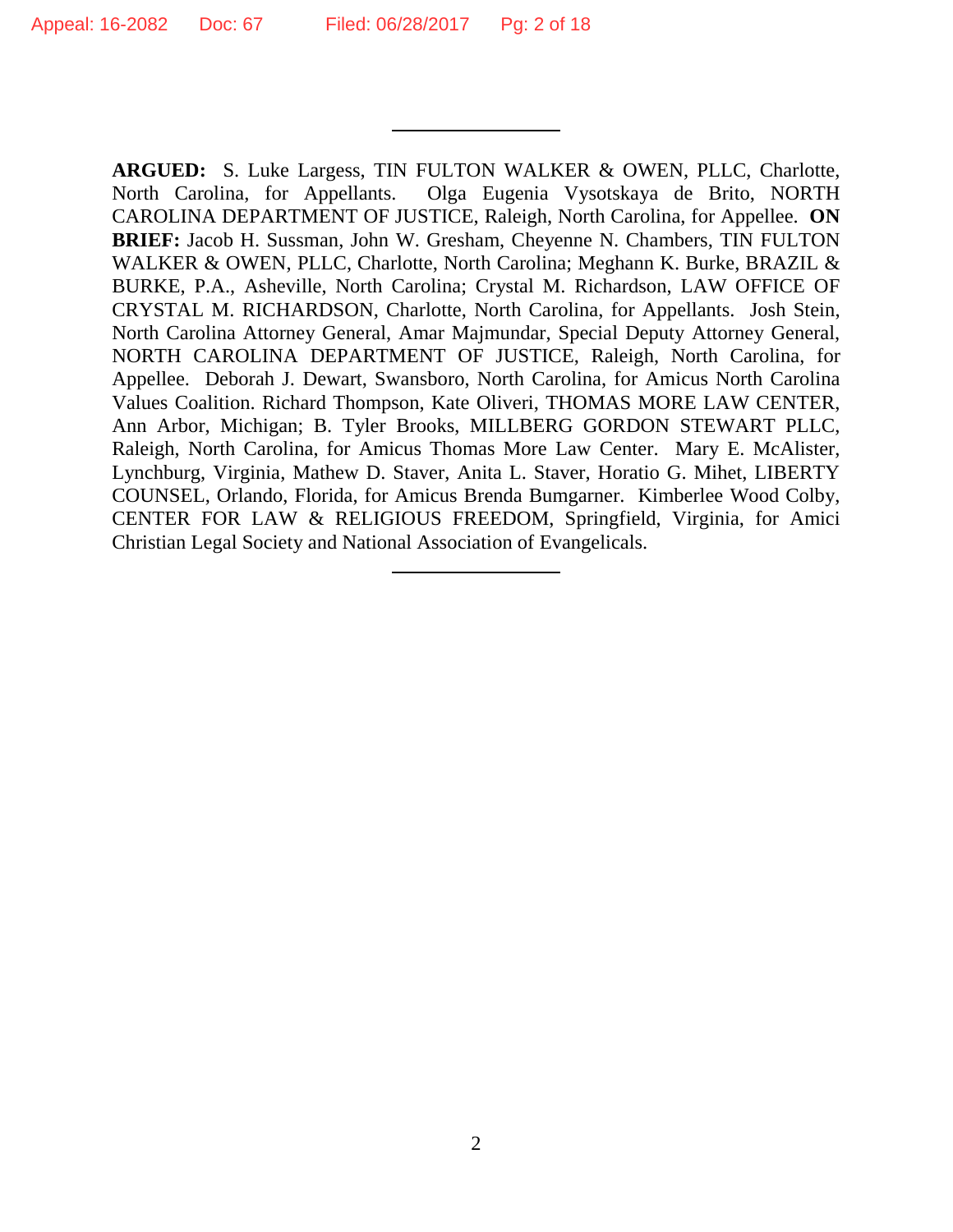---

**ARGUED:** S. Luke Largess, TIN FULTON WALKER & OWEN, PLLC, Charlotte, North Carolina, for Appellants. Olga Eugenia Vysotskaya de Brito, NORTH CAROLINA DEPARTMENT OF JUSTICE, Raleigh, North Carolina, for Appellee. **ON BRIEF:** Jacob H. Sussman, John W. Gresham, Cheyenne N. Chambers, TIN FULTON WALKER & OWEN, PLLC, Charlotte, North Carolina; Meghann K. Burke, BRAZIL & BURKE, P.A., Asheville, North Carolina; Crystal M. Richardson, LAW OFFICE OF CRYSTAL M. RICHARDSON, Charlotte, North Carolina, for Appellants. Josh Stein, North Carolina Attorney General, Amar Majmundar, Special Deputy Attorney General, NORTH CAROLINA DEPARTMENT OF JUSTICE, Raleigh, North Carolina, for Appellee. Deborah J. Dewart, Swansboro, North Carolina, for Amicus North Carolina Values Coalition. Richard Thompson, Kate Oliveri, THOMAS MORE LAW CENTER, Ann Arbor, Michigan; B. Tyler Brooks, MILLBERG GORDON STEWART PLLC, Raleigh, North Carolina, for Amicus Thomas More Law Center. Mary E. McAlister, Lynchburg, Virginia, Mathew D. Staver, Anita L. Staver, Horatio G. Mihet, LIBERTY COUNSEL, Orlando, Florida, for Amicus Brenda Bumgarner. Kimberlee Wood Colby, CENTER FOR LAW & RELIGIOUS FREEDOM, Springfield, Virginia, for Amici Christian Legal Society and National Association of Evangelicals.

---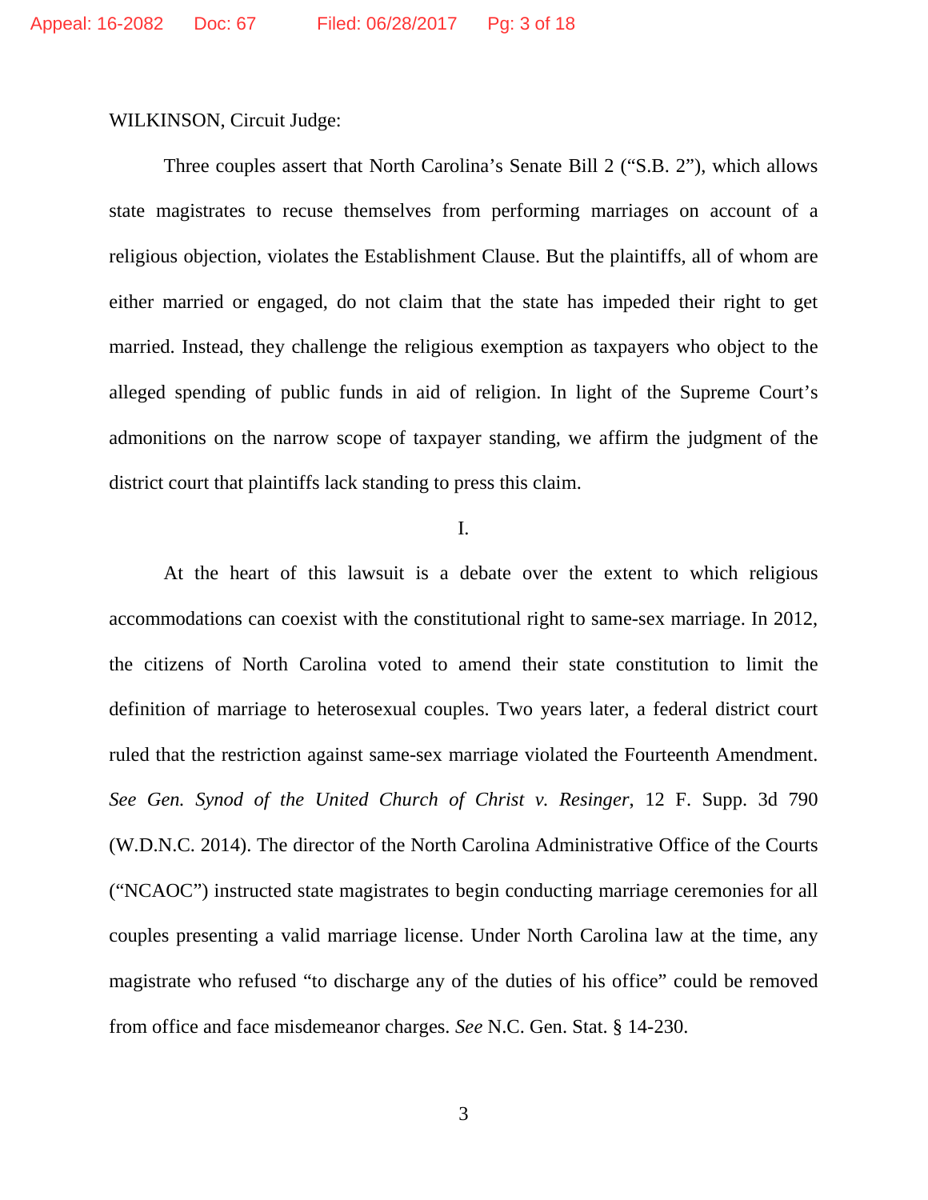WILKINSON, Circuit Judge:

Three couples assert that North Carolina's Senate Bill 2 ("S.B. 2"), which allows state magistrates to recuse themselves from performing marriages on account of a religious objection, violates the Establishment Clause. But the plaintiffs, all of whom are either married or engaged, do not claim that the state has impeded their right to get married. Instead, they challenge the religious exemption as taxpayers who object to the alleged spending of public funds in aid of religion. In light of the Supreme Court's admonitions on the narrow scope of taxpayer standing, we affirm the judgment of the district court that plaintiffs lack standing to press this claim.

I.

At the heart of this lawsuit is a debate over the extent to which religious accommodations can coexist with the constitutional right to same-sex marriage. In 2012, the citizens of North Carolina voted to amend their state constitution to limit the definition of marriage to heterosexual couples. Two years later, a federal district court ruled that the restriction against same-sex marriage violated the Fourteenth Amendment. *See Gen. Synod of the United Church of Christ v. Resinger*, 12 F. Supp. 3d 790 (W.D.N.C. 2014). The director of the North Carolina Administrative Office of the Courts ("NCAOC") instructed state magistrates to begin conducting marriage ceremonies for all couples presenting a valid marriage license. Under North Carolina law at the time, any magistrate who refused "to discharge any of the duties of his office" could be removed from office and face misdemeanor charges. *See* N.C. Gen. Stat. § 14-230.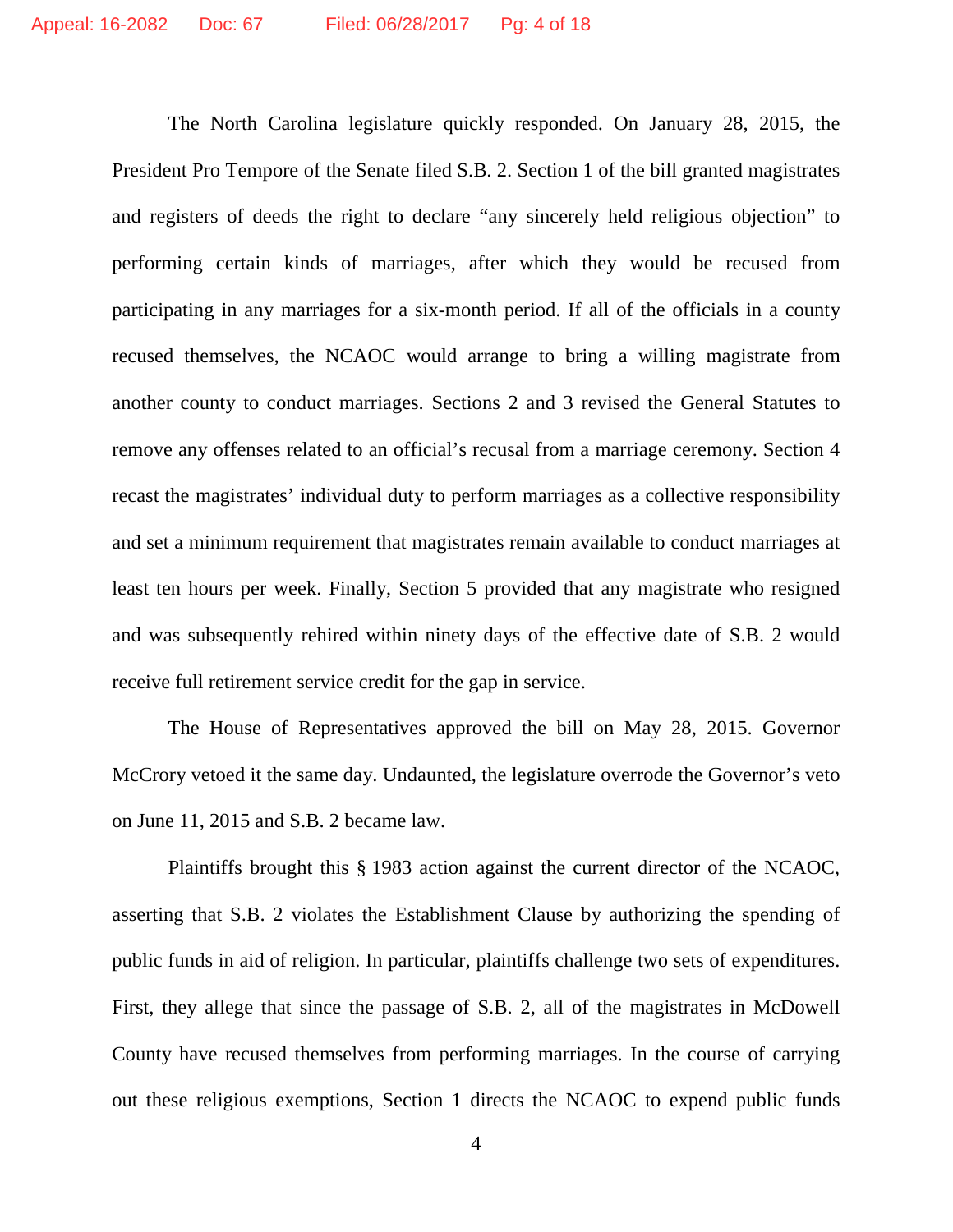The North Carolina legislature quickly responded. On January 28, 2015, the President Pro Tempore of the Senate filed S.B. 2. Section 1 of the bill granted magistrates and registers of deeds the right to declare "any sincerely held religious objection" to performing certain kinds of marriages, after which they would be recused from participating in any marriages for a six-month period. If all of the officials in a county recused themselves, the NCAOC would arrange to bring a willing magistrate from another county to conduct marriages. Sections 2 and 3 revised the General Statutes to remove any offenses related to an official's recusal from a marriage ceremony. Section 4 recast the magistrates' individual duty to perform marriages as a collective responsibility and set a minimum requirement that magistrates remain available to conduct marriages at least ten hours per week. Finally, Section 5 provided that any magistrate who resigned and was subsequently rehired within ninety days of the effective date of S.B. 2 would receive full retirement service credit for the gap in service.

The House of Representatives approved the bill on May 28, 2015. Governor McCrory vetoed it the same day. Undaunted, the legislature overrode the Governor's veto on June 11, 2015 and S.B. 2 became law.

Plaintiffs brought this § 1983 action against the current director of the NCAOC, asserting that S.B. 2 violates the Establishment Clause by authorizing the spending of public funds in aid of religion. In particular, plaintiffs challenge two sets of expenditures. First, they allege that since the passage of S.B. 2, all of the magistrates in McDowell County have recused themselves from performing marriages. In the course of carrying out these religious exemptions, Section 1 directs the NCAOC to expend public funds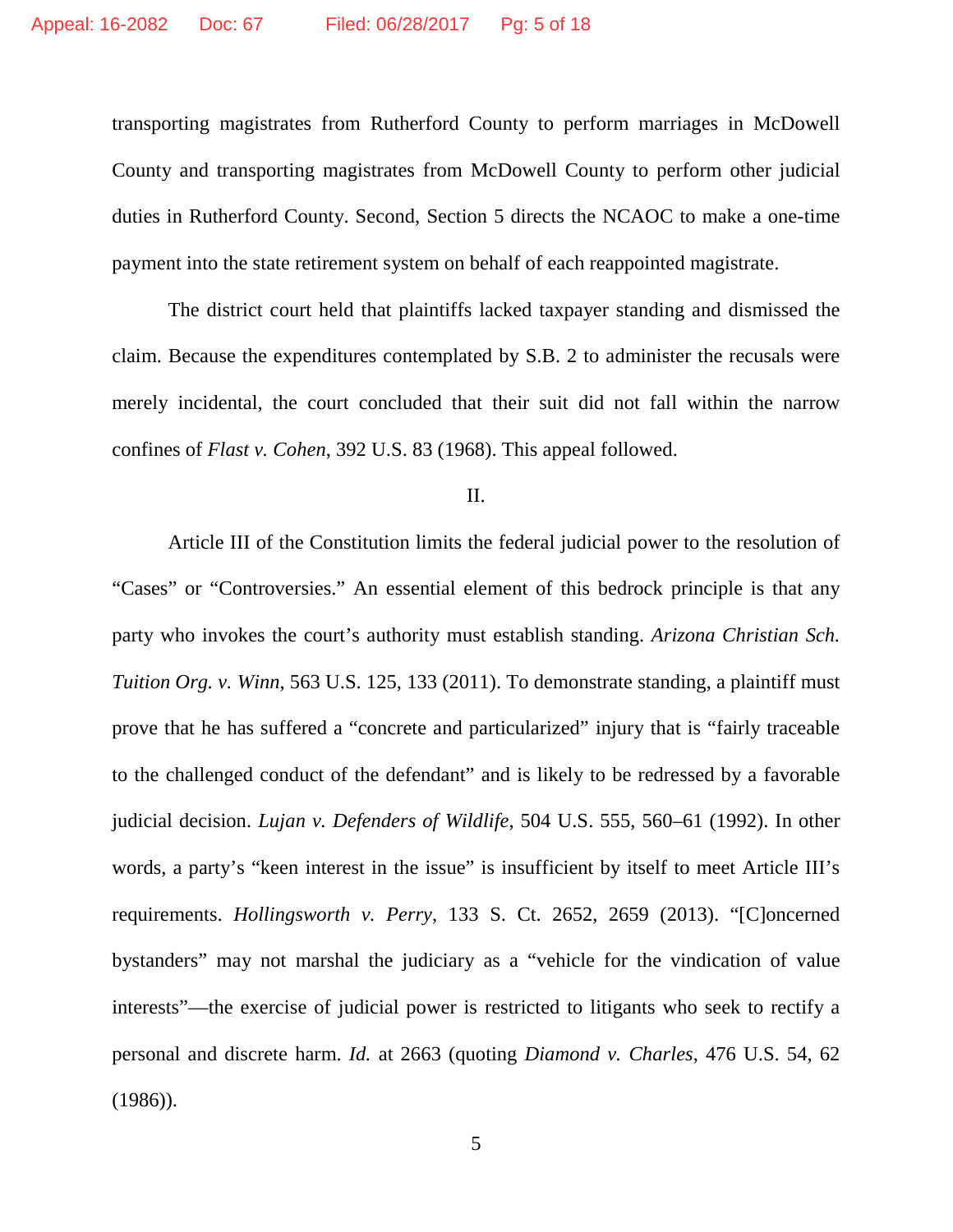transporting magistrates from Rutherford County to perform marriages in McDowell County and transporting magistrates from McDowell County to perform other judicial duties in Rutherford County. Second, Section 5 directs the NCAOC to make a one-time payment into the state retirement system on behalf of each reappointed magistrate.

The district court held that plaintiffs lacked taxpayer standing and dismissed the claim. Because the expenditures contemplated by S.B. 2 to administer the recusals were merely incidental, the court concluded that their suit did not fall within the narrow confines of *Flast v. Cohen*, 392 U.S. 83 (1968). This appeal followed.

## II.

Article III of the Constitution limits the federal judicial power to the resolution of "Cases" or "Controversies." An essential element of this bedrock principle is that any party who invokes the court's authority must establish standing. *Arizona Christian Sch. Tuition Org. v. Winn*, 563 U.S. 125, 133 (2011). To demonstrate standing, a plaintiff must prove that he has suffered a "concrete and particularized" injury that is "fairly traceable to the challenged conduct of the defendant" and is likely to be redressed by a favorable judicial decision. *Lujan v. Defenders of Wildlife*, 504 U.S. 555, 560–61 (1992). In other words, a party's "keen interest in the issue" is insufficient by itself to meet Article III's requirements. *Hollingsworth v. Perry*, 133 S. Ct. 2652, 2659 (2013). "[C]oncerned bystanders" may not marshal the judiciary as a "vehicle for the vindication of value interests"—the exercise of judicial power is restricted to litigants who seek to rectify a personal and discrete harm. *Id.* at 2663 (quoting *Diamond v. Charles*, 476 U.S. 54, 62 (1986)).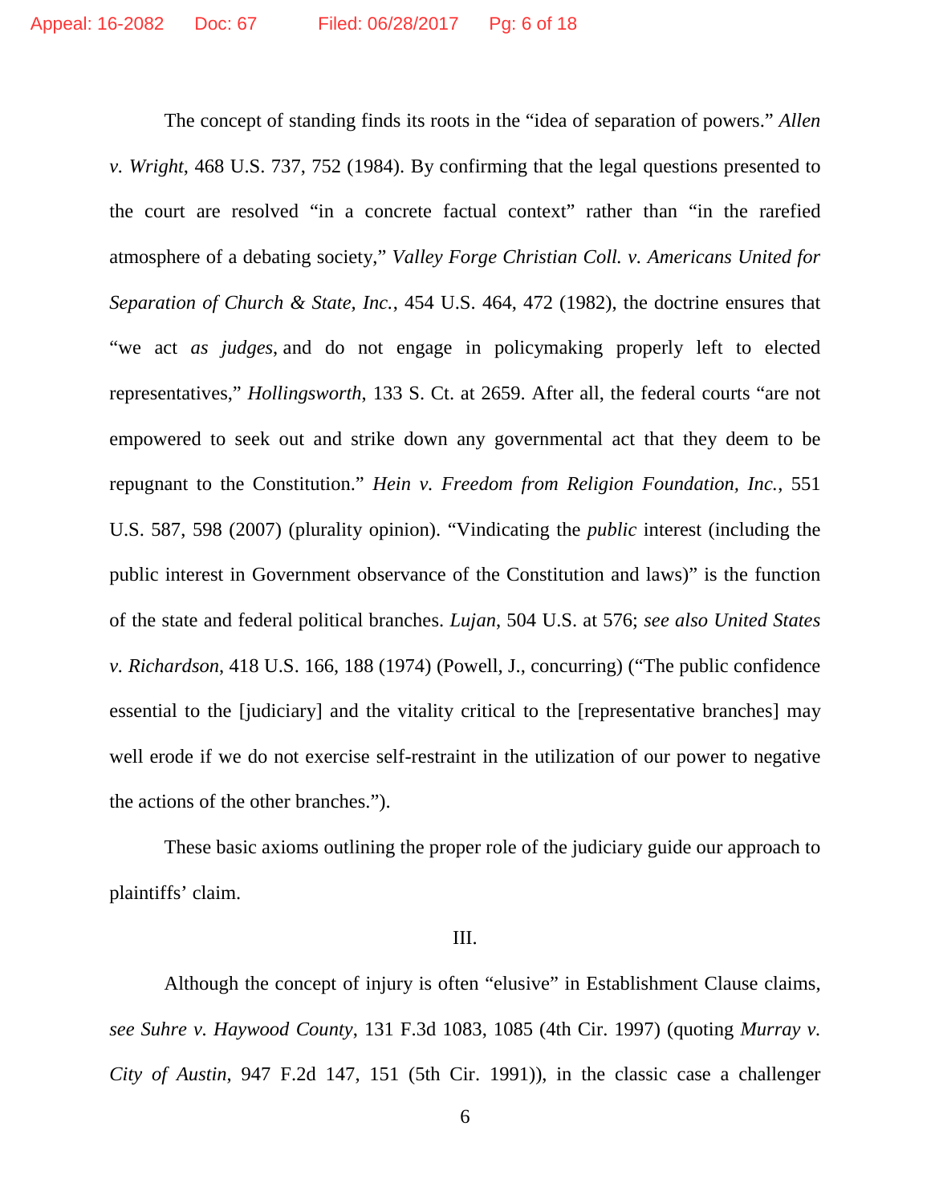The concept of standing finds its roots in the "idea of separation of powers." *Allen v. Wright*, 468 U.S. 737, 752 (1984). By confirming that the legal questions presented to the court are resolved "in a concrete factual context" rather than "in the rarefied atmosphere of a debating society," *Valley Forge Christian Coll. v. Americans United for Separation of Church & State, Inc.*, 454 U.S. 464, 472 (1982), the doctrine ensures that "we act *as judges*, and do not engage in policymaking properly left to elected representatives," *Hollingsworth*, 133 S. Ct. at 2659. After all, the federal courts "are not empowered to seek out and strike down any governmental act that they deem to be repugnant to the Constitution." *Hein v. Freedom from Religion Foundation, Inc.*, 551 U.S. 587, 598 (2007) (plurality opinion). "Vindicating the *public* interest (including the public interest in Government observance of the Constitution and laws)" is the function of the state and federal political branches. *Lujan*, 504 U.S. at 576; *see also United States v. Richardson*, 418 U.S. 166, 188 (1974) (Powell, J., concurring) ("The public confidence essential to the [judiciary] and the vitality critical to the [representative branches] may well erode if we do not exercise self-restraint in the utilization of our power to negative the actions of the other branches.").

These basic axioms outlining the proper role of the judiciary guide our approach to plaintiffs' claim.

III.

Although the concept of injury is often "elusive" in Establishment Clause claims, *see Suhre v. Haywood County*, 131 F.3d 1083, 1085 (4th Cir. 1997) (quoting *Murray v. City of Austin*, 947 F.2d 147, 151 (5th Cir. 1991)), in the classic case a challenger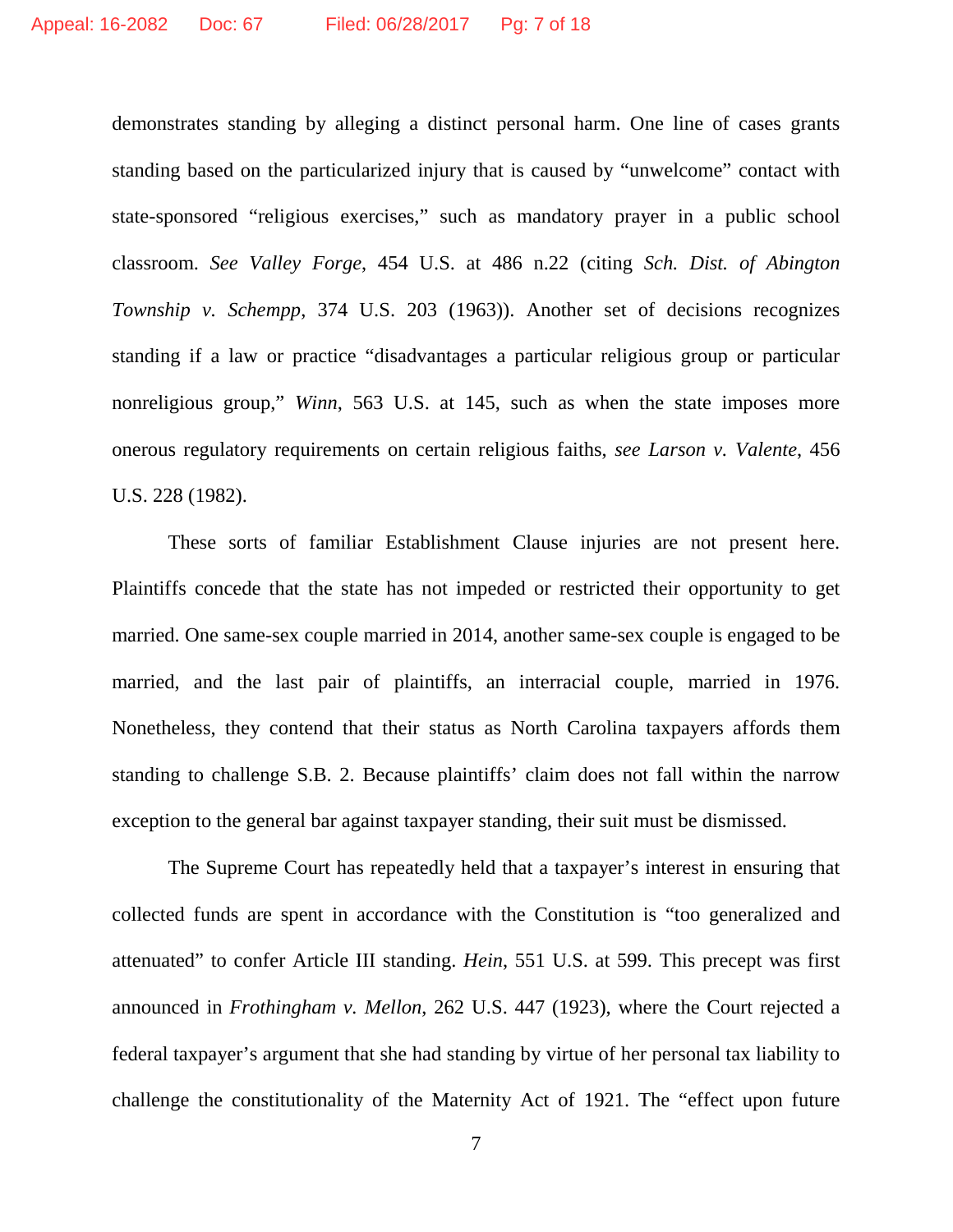demonstrates standing by alleging a distinct personal harm. One line of cases grants standing based on the particularized injury that is caused by "unwelcome" contact with state-sponsored "religious exercises," such as mandatory prayer in a public school classroom. *See Valley Forge*, 454 U.S. at 486 n.22 (citing *Sch. Dist. of Abington Township v. Schempp*, 374 U.S. 203 (1963)). Another set of decisions recognizes standing if a law or practice "disadvantages a particular religious group or particular nonreligious group," *Winn*, 563 U.S. at 145, such as when the state imposes more onerous regulatory requirements on certain religious faiths, *see Larson v. Valente*, 456 U.S. 228 (1982).

These sorts of familiar Establishment Clause injuries are not present here. Plaintiffs concede that the state has not impeded or restricted their opportunity to get married. One same-sex couple married in 2014, another same-sex couple is engaged to be married, and the last pair of plaintiffs, an interracial couple, married in 1976. Nonetheless, they contend that their status as North Carolina taxpayers affords them standing to challenge S.B. 2. Because plaintiffs' claim does not fall within the narrow exception to the general bar against taxpayer standing, their suit must be dismissed.

The Supreme Court has repeatedly held that a taxpayer's interest in ensuring that collected funds are spent in accordance with the Constitution is "too generalized and attenuated" to confer Article III standing. *Hein*, 551 U.S. at 599. This precept was first announced in *Frothingham v. Mellon*, 262 U.S. 447 (1923), where the Court rejected a federal taxpayer's argument that she had standing by virtue of her personal tax liability to challenge the constitutionality of the Maternity Act of 1921. The "effect upon future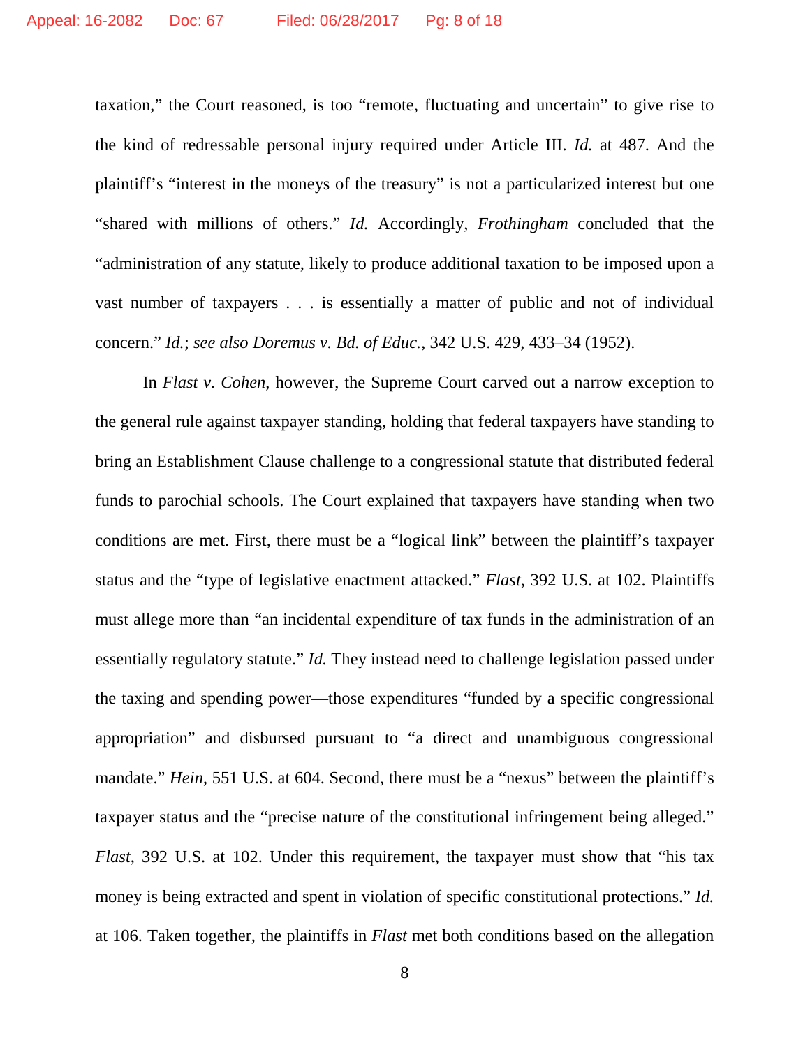taxation," the Court reasoned, is too "remote, fluctuating and uncertain" to give rise to the kind of redressable personal injury required under Article III. *Id.* at 487. And the plaintiff's "interest in the moneys of the treasury" is not a particularized interest but one "shared with millions of others." *Id.* Accordingly, *Frothingham* concluded that the "administration of any statute, likely to produce additional taxation to be imposed upon a vast number of taxpayers . . . is essentially a matter of public and not of individual concern." *Id.*; *see also Doremus v. Bd. of Educ.*, 342 U.S. 429, 433–34 (1952).

In *Flast v. Cohen*, however, the Supreme Court carved out a narrow exception to the general rule against taxpayer standing, holding that federal taxpayers have standing to bring an Establishment Clause challenge to a congressional statute that distributed federal funds to parochial schools. The Court explained that taxpayers have standing when two conditions are met. First, there must be a "logical link" between the plaintiff's taxpayer status and the "type of legislative enactment attacked." *Flast*, 392 U.S. at 102. Plaintiffs must allege more than "an incidental expenditure of tax funds in the administration of an essentially regulatory statute." *Id.* They instead need to challenge legislation passed under the taxing and spending power—those expenditures "funded by a specific congressional appropriation" and disbursed pursuant to "a direct and unambiguous congressional mandate." *Hein*, 551 U.S. at 604. Second, there must be a "nexus" between the plaintiff's taxpayer status and the "precise nature of the constitutional infringement being alleged." *Flast*, 392 U.S. at 102. Under this requirement, the taxpayer must show that "his tax money is being extracted and spent in violation of specific constitutional protections." *Id.* at 106. Taken together, the plaintiffs in *Flast* met both conditions based on the allegation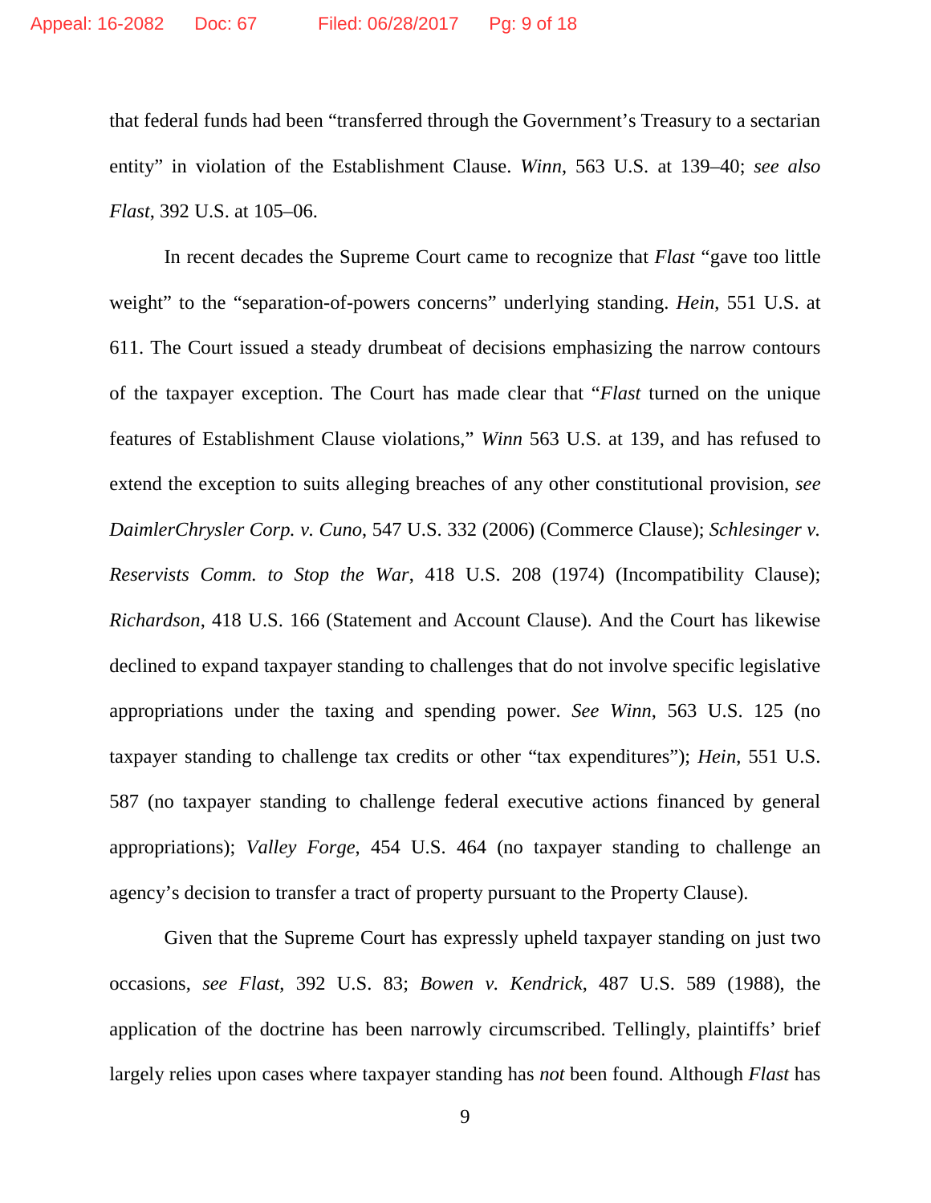that federal funds had been "transferred through the Government's Treasury to a sectarian entity" in violation of the Establishment Clause. *Winn*, 563 U.S. at 139–40; *see also Flast*, 392 U.S. at 105–06.

In recent decades the Supreme Court came to recognize that *Flast* "gave too little weight" to the "separation-of-powers concerns" underlying standing. *Hein*, 551 U.S. at 611. The Court issued a steady drumbeat of decisions emphasizing the narrow contours of the taxpayer exception. The Court has made clear that "*Flast* turned on the unique features of Establishment Clause violations," *Winn* 563 U.S. at 139, and has refused to extend the exception to suits alleging breaches of any other constitutional provision, *see DaimlerChrysler Corp. v. Cuno*, 547 U.S. 332 (2006) (Commerce Clause); *Schlesinger v. Reservists Comm. to Stop the War*, 418 U.S. 208 (1974) (Incompatibility Clause); *Richardson*, 418 U.S. 166 (Statement and Account Clause). And the Court has likewise declined to expand taxpayer standing to challenges that do not involve specific legislative appropriations under the taxing and spending power. *See Winn*, 563 U.S. 125 (no taxpayer standing to challenge tax credits or other "tax expenditures"); *Hein*, 551 U.S. 587 (no taxpayer standing to challenge federal executive actions financed by general appropriations); *Valley Forge*, 454 U.S. 464 (no taxpayer standing to challenge an agency's decision to transfer a tract of property pursuant to the Property Clause).

Given that the Supreme Court has expressly upheld taxpayer standing on just two occasions, *see Flast*, 392 U.S. 83; *Bowen v. Kendrick*, 487 U.S. 589 (1988), the application of the doctrine has been narrowly circumscribed. Tellingly, plaintiffs' brief largely relies upon cases where taxpayer standing has *not* been found. Although *Flast* has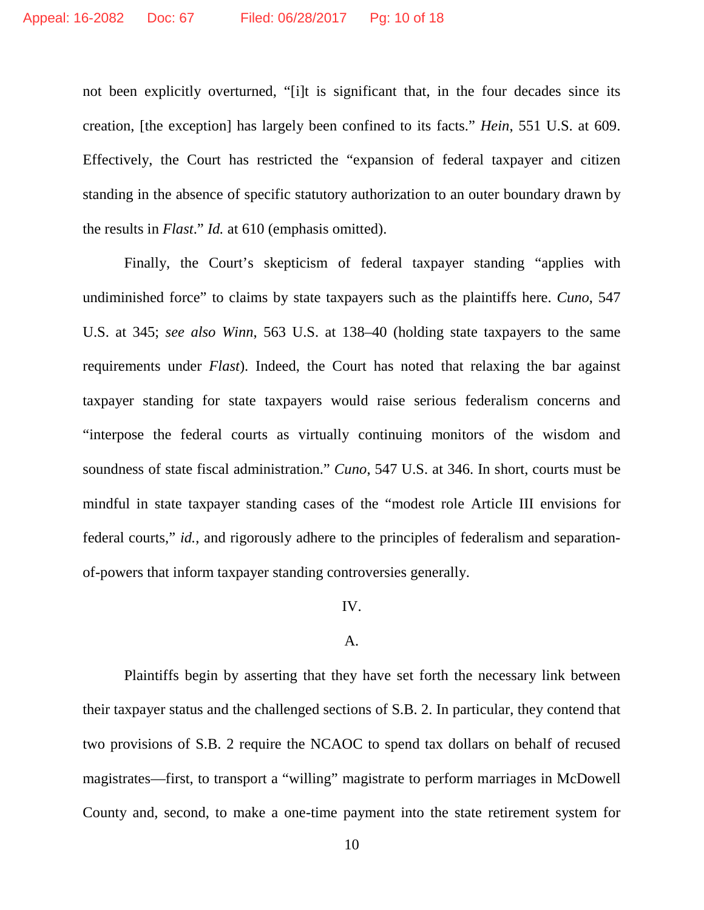not been explicitly overturned, "[i]t is significant that, in the four decades since its creation, [the exception] has largely been confined to its facts." *Hein*, 551 U.S. at 609. Effectively, the Court has restricted the "expansion of federal taxpayer and citizen standing in the absence of specific statutory authorization to an outer boundary drawn by the results in *Flast*." *Id.* at 610 (emphasis omitted).

Finally, the Court's skepticism of federal taxpayer standing "applies with undiminished force" to claims by state taxpayers such as the plaintiffs here. *Cuno*, 547 U.S. at 345; *see also Winn*, 563 U.S. at 138–40 (holding state taxpayers to the same requirements under *Flast*). Indeed, the Court has noted that relaxing the bar against taxpayer standing for state taxpayers would raise serious federalism concerns and "interpose the federal courts as virtually continuing monitors of the wisdom and soundness of state fiscal administration." *Cuno*, 547 U.S. at 346. In short, courts must be mindful in state taxpayer standing cases of the "modest role Article III envisions for federal courts," *id.*, and rigorously adhere to the principles of federalism and separation-of-powers that inform taxpayer standing controversies generally.

IV.

A.

Plaintiffs begin by asserting that they have set forth the necessary link between their taxpayer status and the challenged sections of S.B. 2. In particular, they contend that two provisions of S.B. 2 require the NCAOC to spend tax dollars on behalf of recused magistrates—first, to transport a "willing" magistrate to perform marriages in McDowell County and, second, to make a one-time payment into the state retirement system for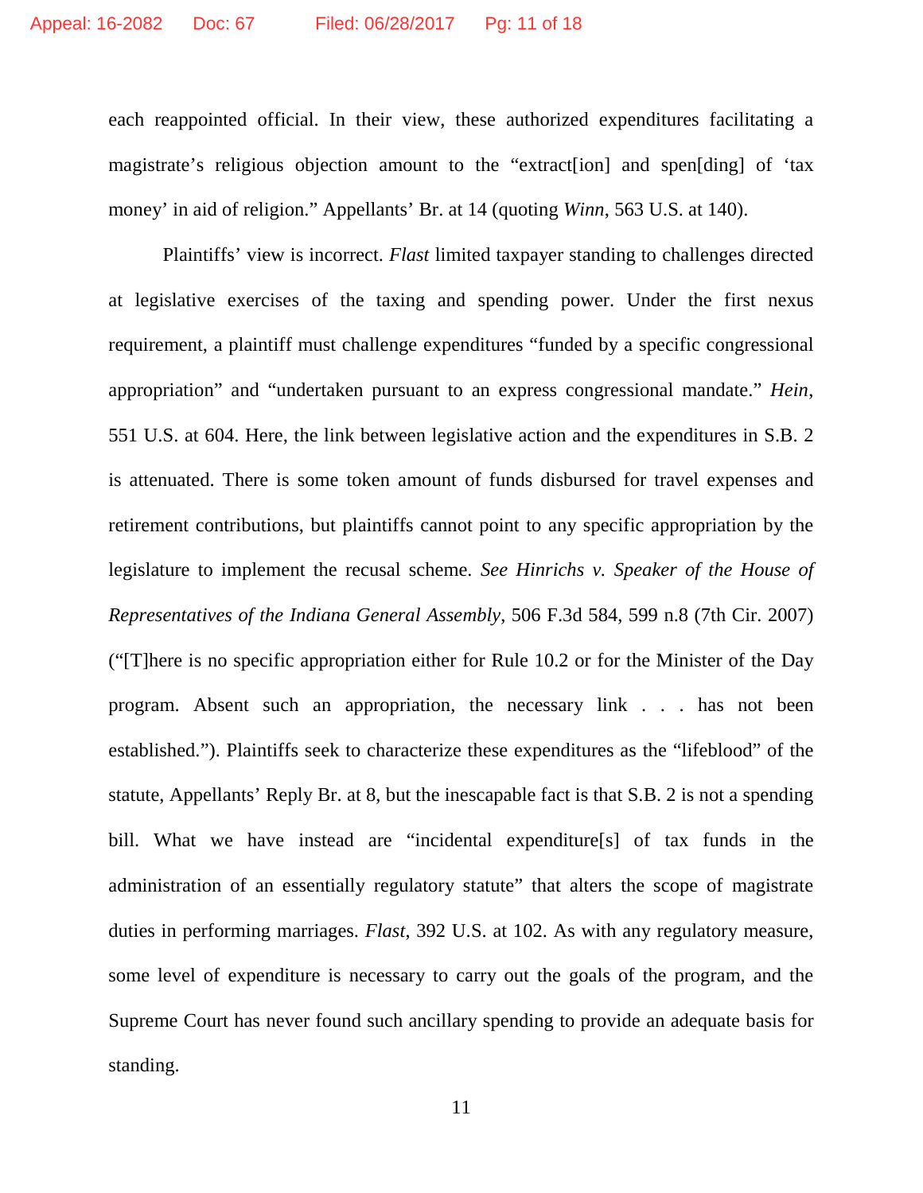each reappointed official. In their view, these authorized expenditures facilitating a magistrate's religious objection amount to the "extract[ion] and spen[ding] of 'tax money' in aid of religion." Appellants' Br. at 14 (quoting *Winn*, 563 U.S. at 140).

Plaintiffs' view is incorrect. *Flast* limited taxpayer standing to challenges directed at legislative exercises of the taxing and spending power. Under the first nexus requirement, a plaintiff must challenge expenditures "funded by a specific congressional appropriation" and "undertaken pursuant to an express congressional mandate." *Hein*, 551 U.S. at 604. Here, the link between legislative action and the expenditures in S.B. 2 is attenuated. There is some token amount of funds disbursed for travel expenses and retirement contributions, but plaintiffs cannot point to any specific appropriation by the legislature to implement the recusal scheme. *See Hinrichs v. Speaker of the House of Representatives of the Indiana General Assembly*, 506 F.3d 584, 599 n.8 (7th Cir. 2007) ("[T]here is no specific appropriation either for Rule 10.2 or for the Minister of the Day program. Absent such an appropriation, the necessary link . . . has not been established."). Plaintiffs seek to characterize these expenditures as the "lifeblood" of the statute, Appellants' Reply Br. at 8, but the inescapable fact is that S.B. 2 is not a spending bill. What we have instead are "incidental expenditure[s] of tax funds in the administration of an essentially regulatory statute" that alters the scope of magistrate duties in performing marriages. *Flast*, 392 U.S. at 102. As with any regulatory measure, some level of expenditure is necessary to carry out the goals of the program, and the Supreme Court has never found such ancillary spending to provide an adequate basis for standing.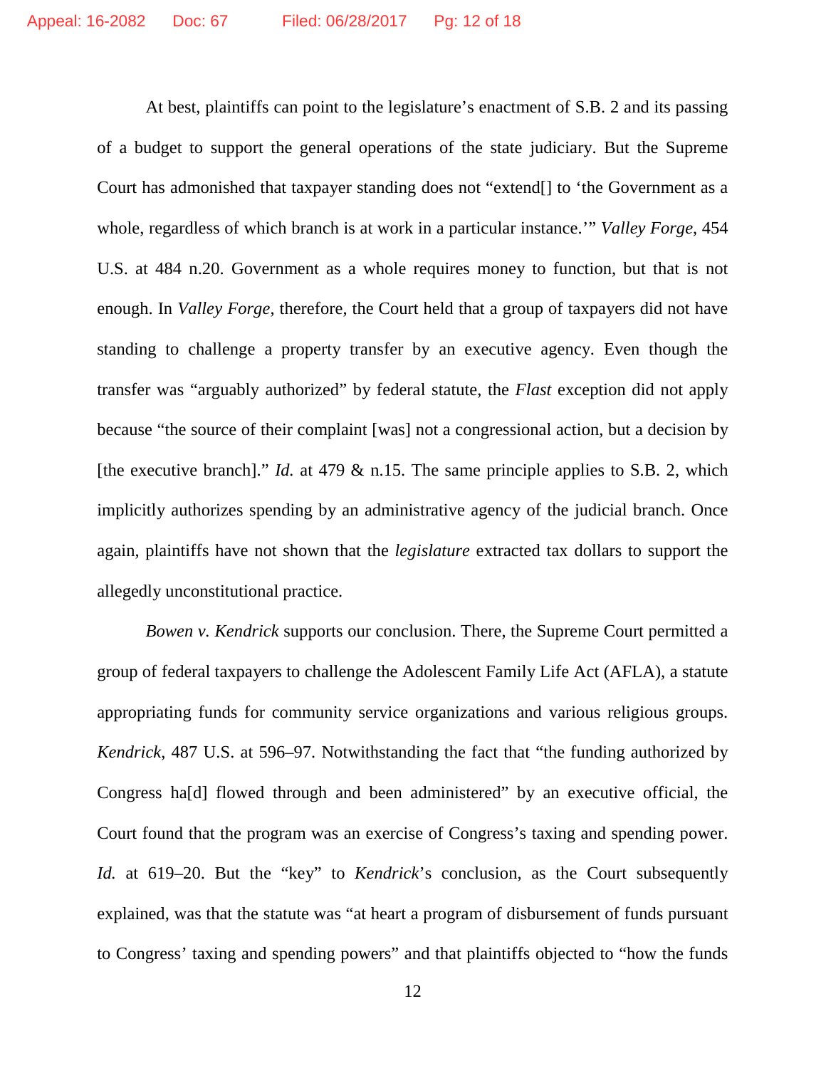At best, plaintiffs can point to the legislature's enactment of S.B. 2 and its passing of a budget to support the general operations of the state judiciary. But the Supreme Court has admonished that taxpayer standing does not "extend[] to 'the Government as a whole, regardless of which branch is at work in a particular instance.'" *Valley Forge*, 454 U.S. at 484 n.20. Government as a whole requires money to function, but that is not enough. In *Valley Forge*, therefore, the Court held that a group of taxpayers did not have standing to challenge a property transfer by an executive agency. Even though the transfer was "arguably authorized" by federal statute, the *Flast* exception did not apply because "the source of their complaint [was] not a congressional action, but a decision by [the executive branch]." *Id.* at 479 & n.15. The same principle applies to S.B. 2, which implicitly authorizes spending by an administrative agency of the judicial branch. Once again, plaintiffs have not shown that the *legislature* extracted tax dollars to support the allegedly unconstitutional practice.

*Bowen v. Kendrick* supports our conclusion. There, the Supreme Court permitted a group of federal taxpayers to challenge the Adolescent Family Life Act (AFLA), a statute appropriating funds for community service organizations and various religious groups. *Kendrick*, 487 U.S. at 596–97. Notwithstanding the fact that "the funding authorized by Congress ha[d] flowed through and been administered" by an executive official, the Court found that the program was an exercise of Congress's taxing and spending power. *Id.* at 619–20. But the "key" to *Kendrick*'s conclusion, as the Court subsequently explained, was that the statute was "at heart a program of disbursement of funds pursuant to Congress' taxing and spending powers" and that plaintiffs objected to "how the funds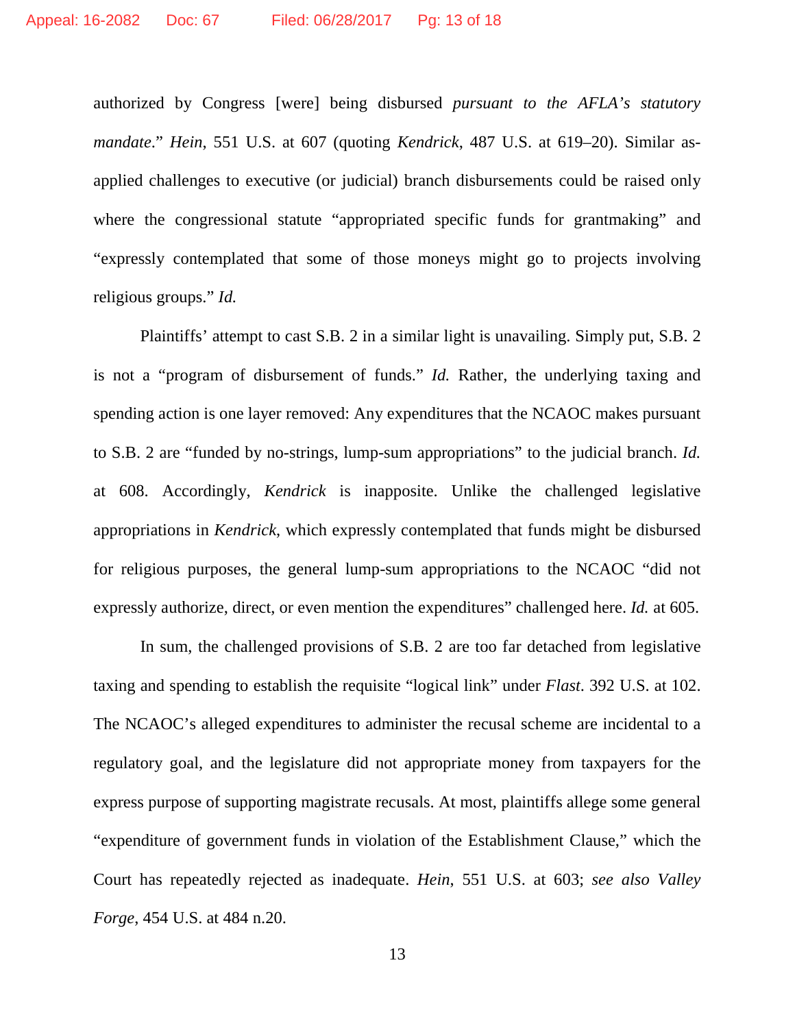authorized by Congress [were] being disbursed *pursuant to the AFLA's statutory mandate*." *Hein*, 551 U.S. at 607 (quoting *Kendrick*, 487 U.S. at 619–20). Similar as-applied challenges to executive (or judicial) branch disbursements could be raised only where the congressional statute "appropriated specific funds for grantmaking" and "expressly contemplated that some of those moneys might go to projects involving religious groups." *Id.*

Plaintiffs' attempt to cast S.B. 2 in a similar light is unavailing. Simply put, S.B. 2 is not a "program of disbursement of funds." *Id.* Rather, the underlying taxing and spending action is one layer removed: Any expenditures that the NCAOC makes pursuant to S.B. 2 are "funded by no-strings, lump-sum appropriations" to the judicial branch. *Id.* at 608. Accordingly, *Kendrick* is inapposite. Unlike the challenged legislative appropriations in *Kendrick*, which expressly contemplated that funds might be disbursed for religious purposes, the general lump-sum appropriations to the NCAOC "did not expressly authorize, direct, or even mention the expenditures" challenged here. *Id.* at 605.

In sum, the challenged provisions of S.B. 2 are too far detached from legislative taxing and spending to establish the requisite "logical link" under *Flast*. 392 U.S. at 102. The NCAOC's alleged expenditures to administer the recusal scheme are incidental to a regulatory goal, and the legislature did not appropriate money from taxpayers for the express purpose of supporting magistrate recusals. At most, plaintiffs allege some general "expenditure of government funds in violation of the Establishment Clause," which the Court has repeatedly rejected as inadequate. *Hein*, 551 U.S. at 603; *see also Valley Forge*, 454 U.S. at 484 n.20.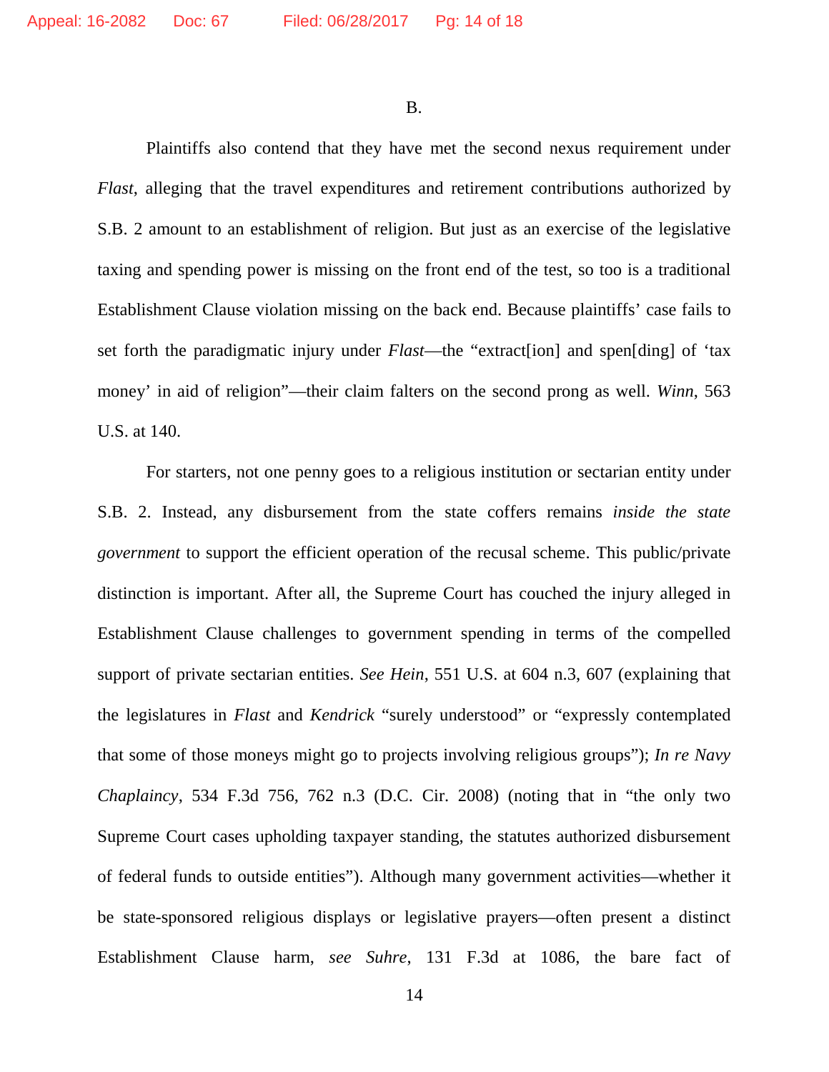B.

Plaintiffs also contend that they have met the second nexus requirement under *Flast*, alleging that the travel expenditures and retirement contributions authorized by S.B. 2 amount to an establishment of religion. But just as an exercise of the legislative taxing and spending power is missing on the front end of the test, so too is a traditional Establishment Clause violation missing on the back end. Because plaintiffs' case fails to set forth the paradigmatic injury under *Flast*—the "extract[ion] and spen[ding] of 'tax money' in aid of religion"—their claim falters on the second prong as well. *Winn*, 563 U.S. at 140.

For starters, not one penny goes to a religious institution or sectarian entity under S.B. 2. Instead, any disbursement from the state coffers remains *inside the state government* to support the efficient operation of the recusal scheme. This public/private distinction is important. After all, the Supreme Court has couched the injury alleged in Establishment Clause challenges to government spending in terms of the compelled support of private sectarian entities. *See Hein*, 551 U.S. at 604 n.3, 607 (explaining that the legislatures in *Flast* and *Kendrick* "surely understood" or "expressly contemplated that some of those moneys might go to projects involving religious groups"); *In re Navy Chaplaincy*, 534 F.3d 756, 762 n.3 (D.C. Cir. 2008) (noting that in "the only two Supreme Court cases upholding taxpayer standing, the statutes authorized disbursement of federal funds to outside entities"). Although many government activities—whether it be state-sponsored religious displays or legislative prayers—often present a distinct Establishment Clause harm, *see Suhre*, 131 F.3d at 1086, the bare fact of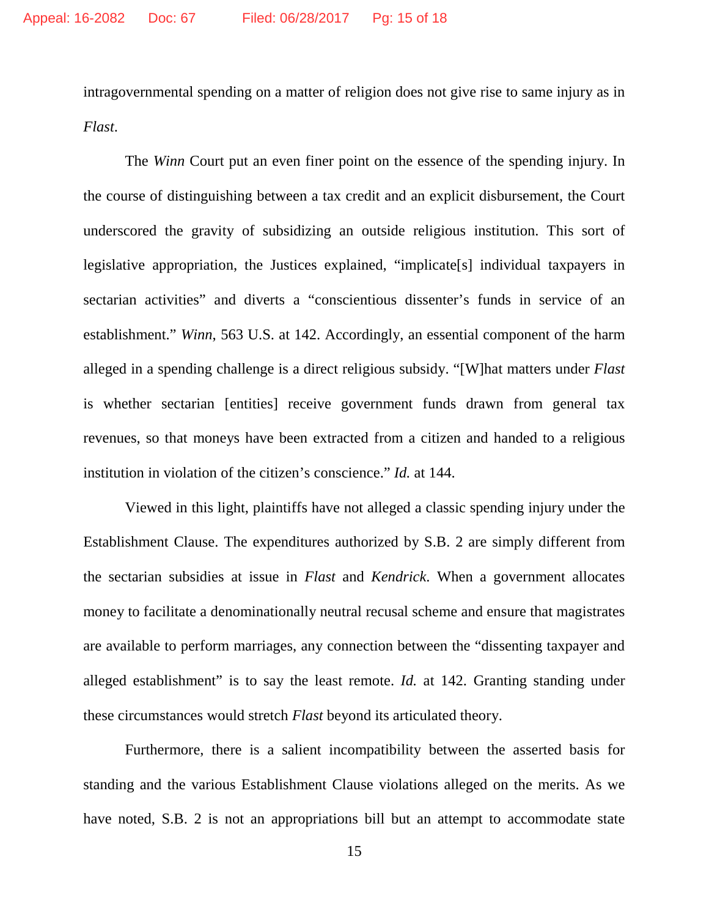intragovernmental spending on a matter of religion does not give rise to same injury as in *Flast*.

The *Winn* Court put an even finer point on the essence of the spending injury. In the course of distinguishing between a tax credit and an explicit disbursement, the Court underscored the gravity of subsidizing an outside religious institution. This sort of legislative appropriation, the Justices explained, "implicate[s] individual taxpayers in sectarian activities" and diverts a "conscientious dissenter's funds in service of an establishment." *Winn*, 563 U.S. at 142. Accordingly, an essential component of the harm alleged in a spending challenge is a direct religious subsidy. "[W]hat matters under *Flast* is whether sectarian [entities] receive government funds drawn from general tax revenues, so that moneys have been extracted from a citizen and handed to a religious institution in violation of the citizen's conscience." *Id.* at 144.

Viewed in this light, plaintiffs have not alleged a classic spending injury under the Establishment Clause. The expenditures authorized by S.B. 2 are simply different from the sectarian subsidies at issue in *Flast* and *Kendrick*. When a government allocates money to facilitate a denominationally neutral recusal scheme and ensure that magistrates are available to perform marriages, any connection between the "dissenting taxpayer and alleged establishment" is to say the least remote. *Id.* at 142. Granting standing under these circumstances would stretch *Flast* beyond its articulated theory.

Furthermore, there is a salient incompatibility between the asserted basis for standing and the various Establishment Clause violations alleged on the merits. As we have noted, S.B. 2 is not an appropriations bill but an attempt to accommodate state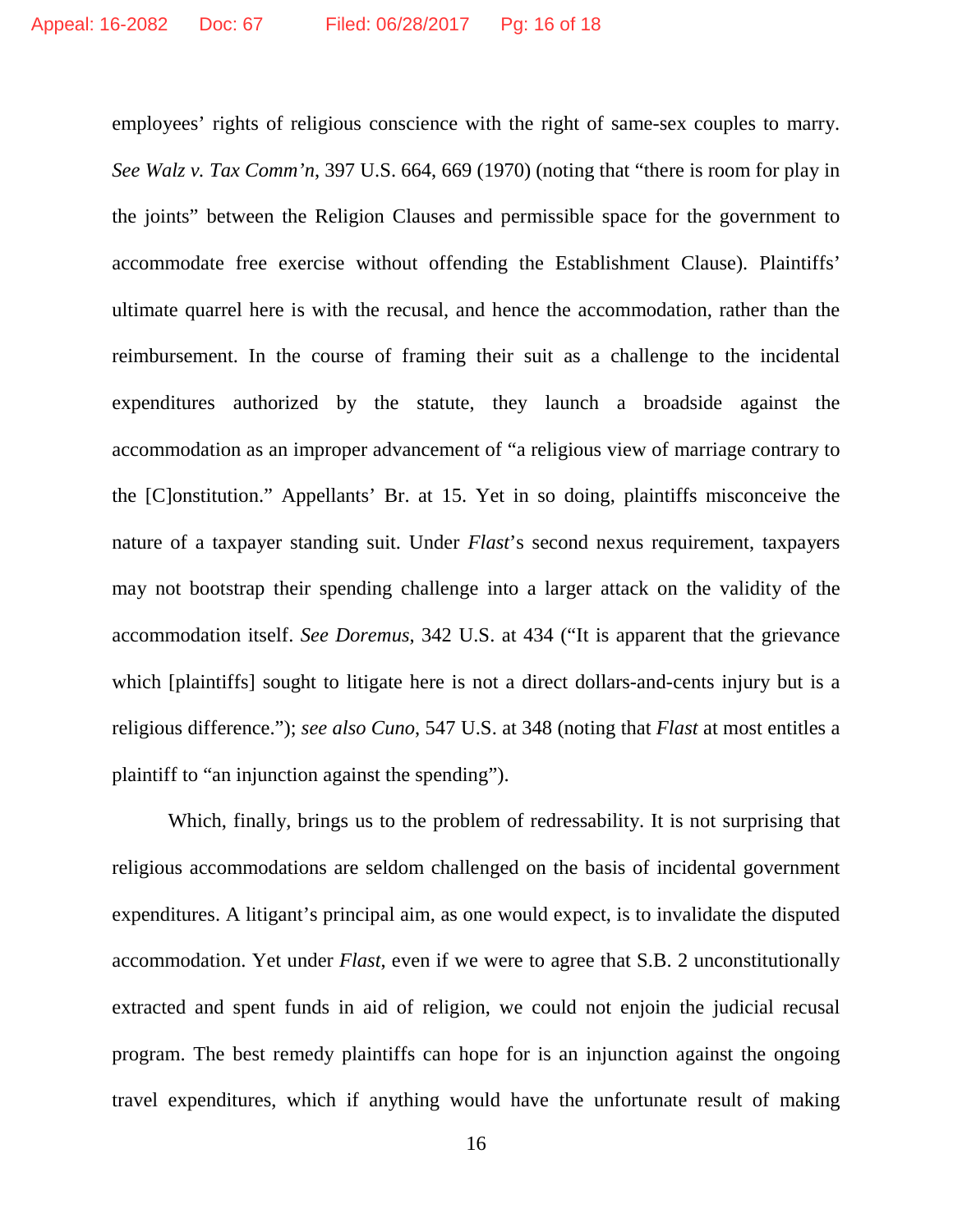employees' rights of religious conscience with the right of same-sex couples to marry. *See Walz v. Tax Comm'n*, 397 U.S. 664, 669 (1970) (noting that "there is room for play in the joints" between the Religion Clauses and permissible space for the government to accommodate free exercise without offending the Establishment Clause). Plaintiffs' ultimate quarrel here is with the recusal, and hence the accommodation, rather than the reimbursement. In the course of framing their suit as a challenge to the incidental expenditures authorized by the statute, they launch a broadside against the accommodation as an improper advancement of "a religious view of marriage contrary to the [C]onstitution." Appellants' Br. at 15. Yet in so doing, plaintiffs misconceive the nature of a taxpayer standing suit. Under *Flast*'s second nexus requirement, taxpayers may not bootstrap their spending challenge into a larger attack on the validity of the accommodation itself. *See Doremus*, 342 U.S. at 434 ("It is apparent that the grievance which [plaintiffs] sought to litigate here is not a direct dollars-and-cents injury but is a religious difference."); *see also Cuno*, 547 U.S. at 348 (noting that *Flast* at most entitles a plaintiff to "an injunction against the spending").

Which, finally, brings us to the problem of redressability. It is not surprising that religious accommodations are seldom challenged on the basis of incidental government expenditures. A litigant's principal aim, as one would expect, is to invalidate the disputed accommodation. Yet under *Flast*, even if we were to agree that S.B. 2 unconstitutionally extracted and spent funds in aid of religion, we could not enjoin the judicial recusal program. The best remedy plaintiffs can hope for is an injunction against the ongoing travel expenditures, which if anything would have the unfortunate result of making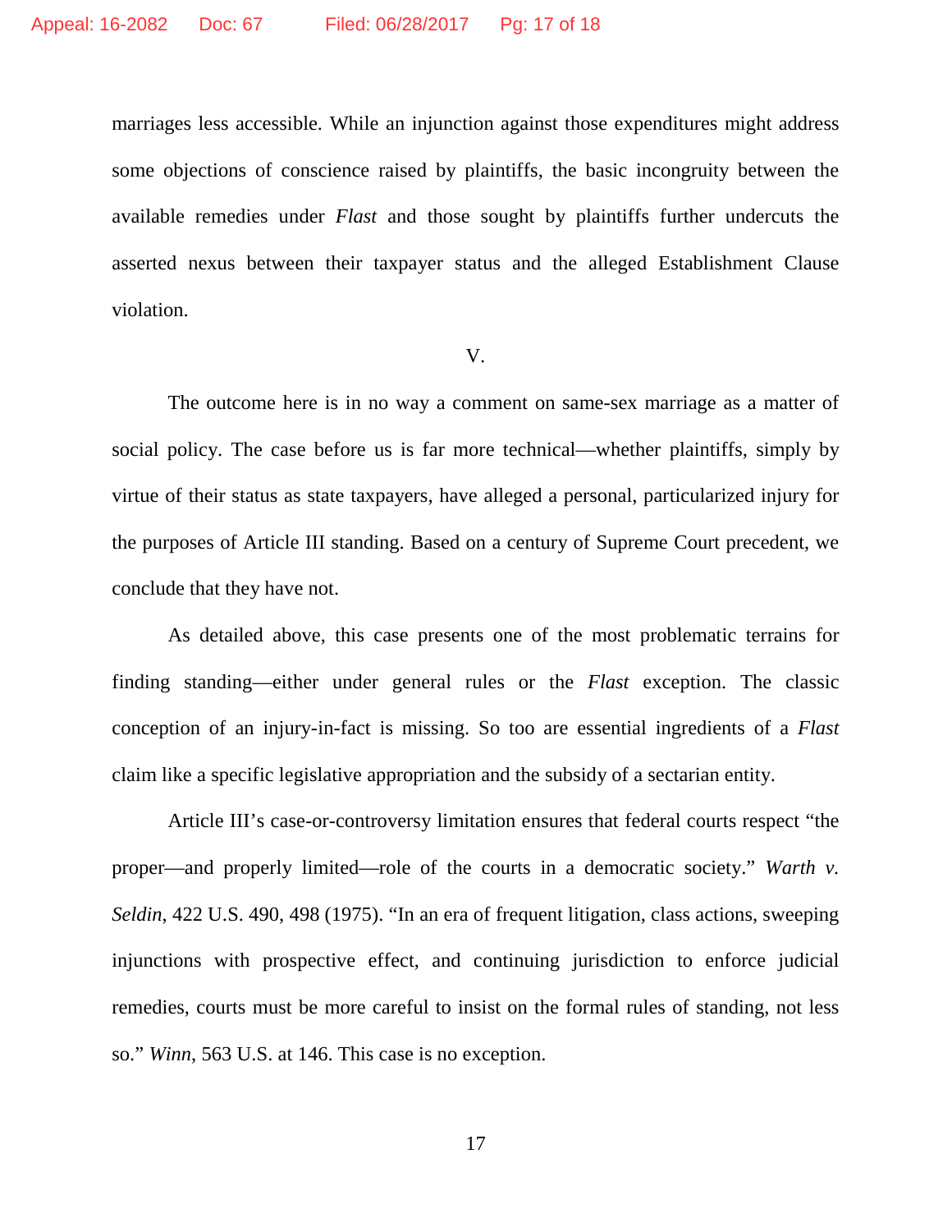marriages less accessible. While an injunction against those expenditures might address some objections of conscience raised by plaintiffs, the basic incongruity between the available remedies under *Flast* and those sought by plaintiffs further undercuts the asserted nexus between their taxpayer status and the alleged Establishment Clause violation.

V.

The outcome here is in no way a comment on same-sex marriage as a matter of social policy. The case before us is far more technical—whether plaintiffs, simply by virtue of their status as state taxpayers, have alleged a personal, particularized injury for the purposes of Article III standing. Based on a century of Supreme Court precedent, we conclude that they have not.

As detailed above, this case presents one of the most problematic terrains for finding standing—either under general rules or the *Flast* exception. The classic conception of an injury-in-fact is missing. So too are essential ingredients of a *Flast* claim like a specific legislative appropriation and the subsidy of a sectarian entity.

Article III's case-or-controversy limitation ensures that federal courts respect "the proper—and properly limited—role of the courts in a democratic society." *Warth v. Seldin*, 422 U.S. 490, 498 (1975). "In an era of frequent litigation, class actions, sweeping injunctions with prospective effect, and continuing jurisdiction to enforce judicial remedies, courts must be more careful to insist on the formal rules of standing, not less so." *Winn*, 563 U.S. at 146. This case is no exception.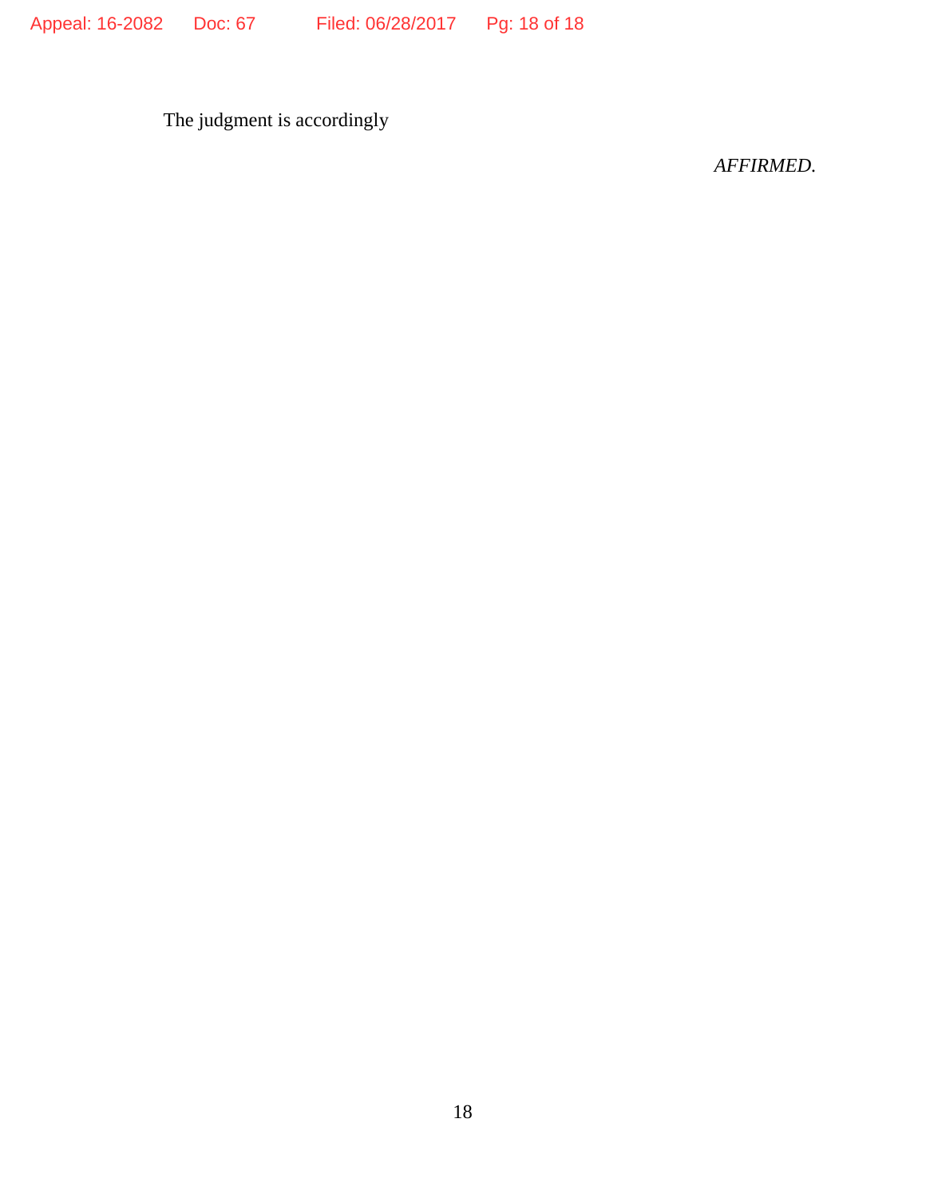The judgment is accordingly

*AFFIRMED.*